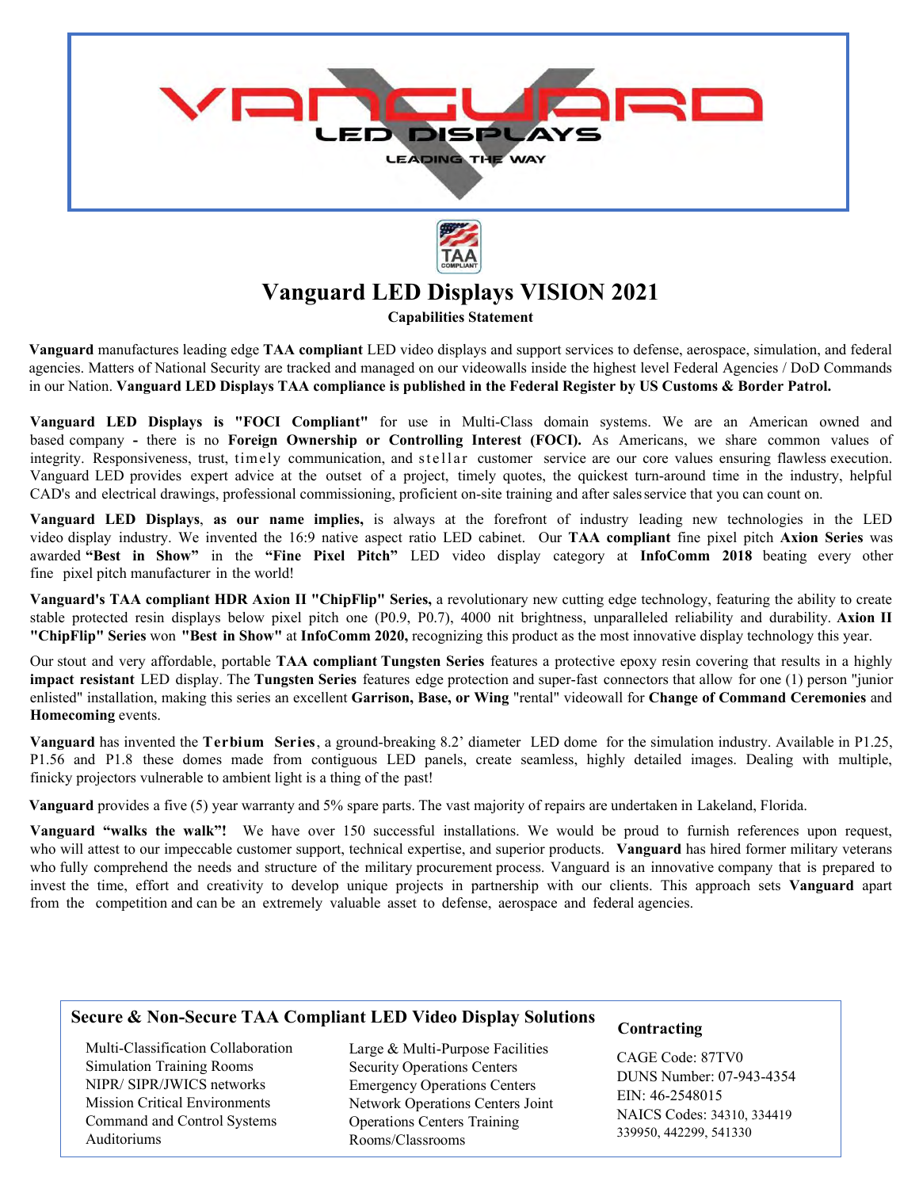VANGUARD LED DISPLAYS

LEADING THE WAY

TAA COMPLIANT

# Vanguard LED Displays VISION 2021

**Capabilities Statement**

**Vanguard** manufactures leading edge **TAA compliant** LED video displays and support services to defense, aerospace, simulation, and federal agencies. Matters of National Security are tracked and managed on our videowalls inside the highest level Federal Agencies / DoD Commands in our Nation. **Vanguard LED Displays TAA compliance is published in the Federal Register by US Customs & Border Patrol.**

**Vanguard LED Displays is "FOCI Compliant"** for use in Multi-Class domain systems. We are an American owned and based company **-** there is no **Foreign Ownership or Controlling Interest (FOCI).** As Americans, we share common values of integrity. Responsiveness, trust, timely communication, and stellar customer service are our core values ensuring flawless execution. Vanguard LED provides expert advice at the outset of a project, timely quotes, the quickest turn-around time in the industry, helpful CAD's and electrical drawings, professional commissioning, proficient on-site training and after sales service that you can count on.

**Vanguard LED Displays**, **as our name implies,** is always at the forefront of industry leading new technologies in the LED video display industry. We invented the 16:9 native aspect ratio LED cabinet. Our **TAA compliant** fine pixel pitch **Axion Series** was awarded **"Best in Show"** in the **"Fine Pixel Pitch"** LED video display category at **InfoComm 2018** beating every other fine pixel pitch manufacturer in the world!

**Vanguard's TAA compliant HDR Axion II "ChipFlip" Series,** a revolutionary new cutting edge technology, featuring the ability to create stable protected resin displays below pixel pitch one (P0.9, P0.7), 4000 nit brightness, unparalleled reliability and durability. **Axion II "ChipFlip" Series** won **"Best in Show"** at **InfoComm 2020,** recognizing this product as the most innovative display technology this year.

Our stout and very affordable, portable **TAA compliant Tungsten Series** features a protective epoxy resin covering that results in a highly **impact resistant** LED display. The **Tungsten Series** features edge protection and super-fast connectors that allow for one (1) person "junior enlisted" installation, making this series an excellent **Garrison, Base, or Wing** "rental" videowall for **Change of Command Ceremonies** and **Homecoming** events.

**Vanguard** has invented the **Terbium Series**, a ground-breaking 8.2' diameter LED dome for the simulation industry. Available in P1.25, P1.56 and P1.8 these domes made from contiguous LED panels, create seamless, highly detailed images. Dealing with multiple, finicky projectors vulnerable to ambient light is a thing of the past!

**Vanguard** provides a five (5) year warranty and 5% spare parts. The vast majority of repairs are undertaken in Lakeland, Florida.

**Vanguard "walks the walk"!** We have over 150 successful installations. We would be proud to furnish references upon request, who will attest to our impeccable customer support, technical expertise, and superior products. **Vanguard** has hired former military veterans who fully comprehend the needs and structure of the military procurement process. Vanguard is an innovative company that is prepared to invest the time, effort and creativity to develop unique projects in partnership with our clients. This approach sets **Vanguard** apart from the competition and can be an extremely valuable asset to defense, aerospace and federal agencies.

### Secure & Non-Secure TAA Compliant LED Video Display Solutions

- Multi-Classification Collaboration
- Simulation Training Rooms
- NIPR/ SIPR/JWICS networks
- Mission Critical Environments
- Command and Control Systems
- Auditoriums
- Large & Multi-Purpose Facilities
- Security Operations Centers
- Emergency Operations Centers
- Network Operations Centers Joint Operations Centers Training Rooms/Classrooms

### Contracting

CAGE Code: 87TV0
DUNS Number: 07-943-4354
EIN: 46-2548015
NAICS Codes: 34310, 334419 339950, 442299, 541330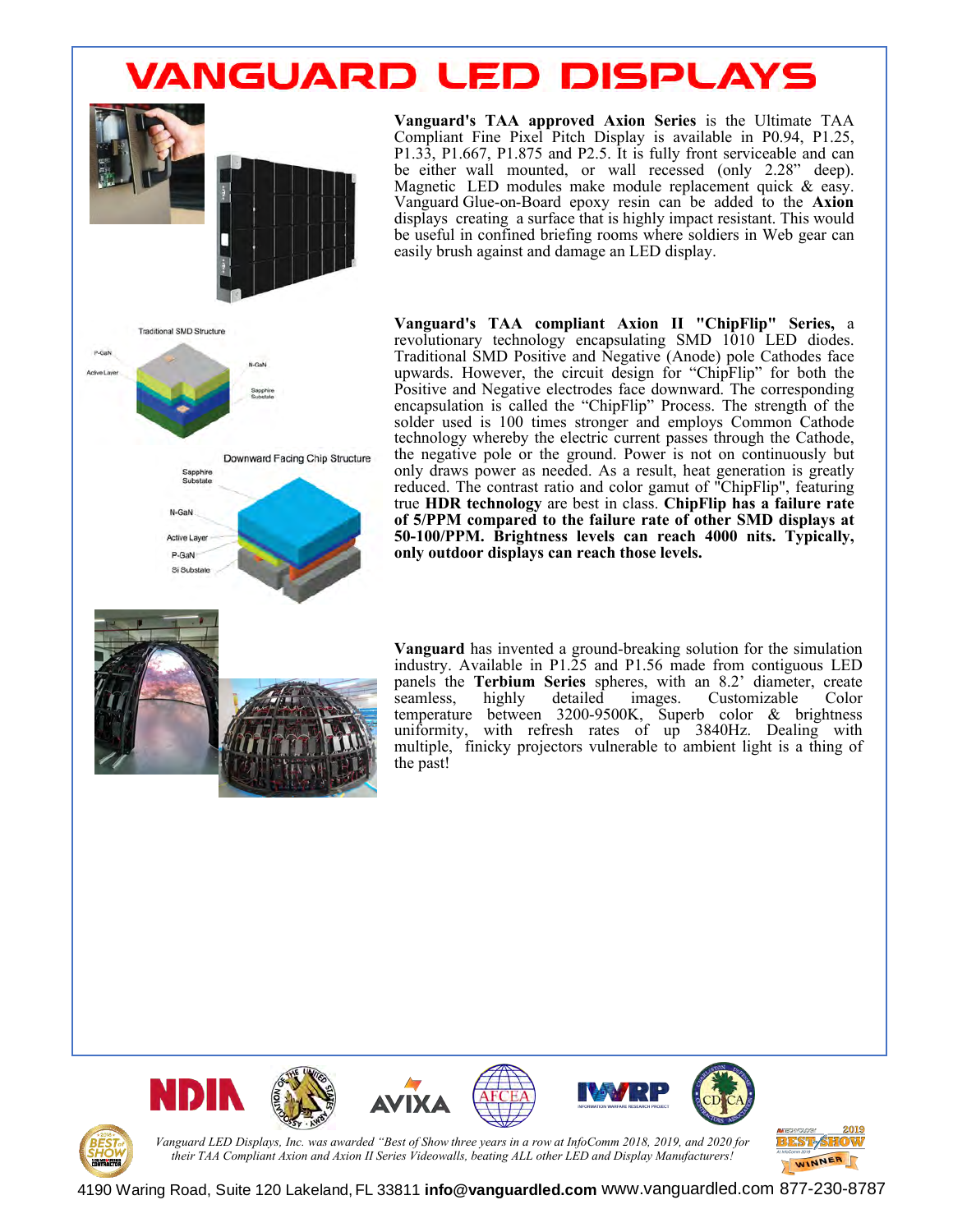# VANGUARD LED DISPLAYS

**Vanguard's TAA approved Axion Series** is the Ultimate TAA Compliant Fine Pixel Pitch Display is available in P0.94, P1.25, P1.33, P1.667, P1.875 and P2.5. It is fully front serviceable and can be either wall mounted, or wall recessed (only 2.28" deep). Magnetic LED modules make module replacement quick & easy. Vanguard Glue-on-Board epoxy resin can be added to the **Axion** displays creating a surface that is highly impact resistant. This would be useful in confined briefing rooms where soldiers in Web gear can easily brush against and damage an LED display.

Traditional SMD Structure

P-GaN

Active Layer

N-GaN

Sapphire Substrate

Downward Facing Chip Structure

Sapphire Substrate

N-GaN

Active Layer

P-GaN

Si Substrate

**Vanguard's TAA compliant Axion II "ChipFlip" Series,** a revolutionary technology encapsulating SMD 1010 LED diodes. Traditional SMD Positive and Negative (Anode) pole Cathodes face upwards. However, the circuit design for "ChipFlip" for both the Positive and Negative electrodes face downward. The corresponding encapsulation is called the "ChipFlip" Process. The strength of the solder used is 100 times stronger and employs Common Cathode technology whereby the electric current passes through the Cathode, the negative pole or the ground. Power is not on continuously but only draws power as needed. As a result, heat generation is greatly reduced. The contrast ratio and color gamut of "ChipFlip", featuring true **HDR technology** are best in class. **ChipFlip has a failure rate of 5/PPM compared to the failure rate of other SMD displays at 50-100/PPM. Brightness levels can reach 4000 nits. Typically, only outdoor displays can reach those levels.**

**Vanguard** has invented a ground-breaking solution for the simulation industry. Available in P1.25 and P1.56 made from contiguous LED panels the **Terbium Series** spheres, with an 8.2' diameter, create seamless, highly detailed images. Customizable Color temperature between 3200-9500K, Superb color & brightness uniformity, with refresh rates of up 3840Hz. Dealing with multiple, finicky projectors vulnerable to ambient light is a thing of the past!

*Vanguard LED Displays, Inc. was awarded "Best of Show three years in a row at InfoComm 2018, 2019, and 2020 for their TAA Compliant Axion and Axion II Series Videowalls, beating ALL other LED and Display Manufacturers!*

4190 Waring Road, Suite 120 Lakeland, FL 33811 **info@vanguardled.com** www.vanguardled.com 877-230-8787